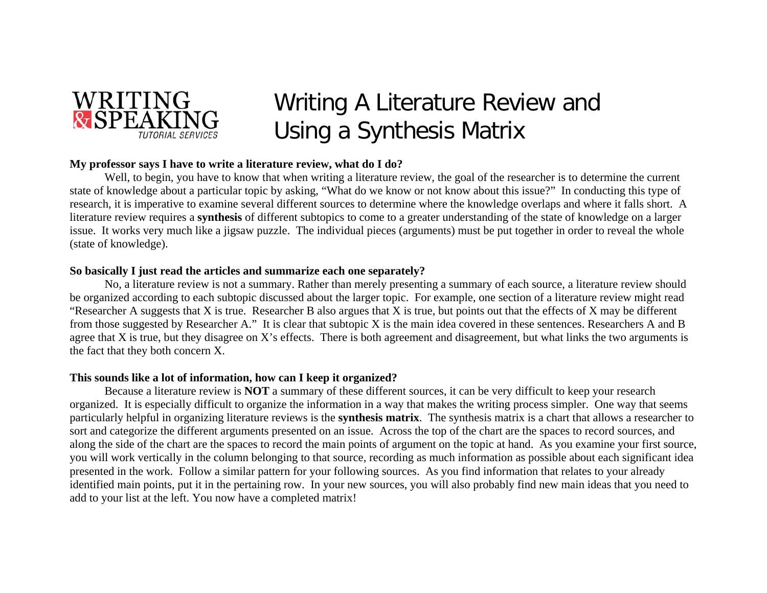WRITING & SPEAKING TUTORIAL SERVICES

# Writing A Literature Review and Using a Synthesis Matrix

**My professor says I have to write a literature review, what do I do?**

Well, to begin, you have to know that when writing a literature review, the goal of the researcher is to determine the current state of knowledge about a particular topic by asking, "What do we know or not know about this issue?" In conducting this type of research, it is imperative to examine several different sources to determine where the knowledge overlaps and where it falls short. A literature review requires a **synthesis** of different subtopics to come to a greater understanding of the state of knowledge on a larger issue. It works very much like a jigsaw puzzle. The individual pieces (arguments) must be put together in order to reveal the whole (state of knowledge).

**So basically I just read the articles and summarize each one separately?**

No, a literature review is not a summary. Rather than merely presenting a summary of each source, a literature review should be organized according to each subtopic discussed about the larger topic. For example, one section of a literature review might read "Researcher A suggests that X is true. Researcher B also argues that X is true, but points out that the effects of X may be different from those suggested by Researcher A." It is clear that subtopic X is the main idea covered in these sentences. Researchers A and B agree that X is true, but they disagree on X's effects. There is both agreement and disagreement, but what links the two arguments is the fact that they both concern X.

**This sounds like a lot of information, how can I keep it organized?**

Because a literature review is **NOT** a summary of these different sources, it can be very difficult to keep your research organized. It is especially difficult to organize the information in a way that makes the writing process simpler. One way that seems particularly helpful in organizing literature reviews is the **synthesis matrix**. The synthesis matrix is a chart that allows a researcher to sort and categorize the different arguments presented on an issue. Across the top of the chart are the spaces to record sources, and along the side of the chart are the spaces to record the main points of argument on the topic at hand. As you examine your first source, you will work vertically in the column belonging to that source, recording as much information as possible about each significant idea presented in the work. Follow a similar pattern for your following sources. As you find information that relates to your already identified main points, put it in the pertaining row. In your new sources, you will also probably find new main ideas that you need to add to your list at the left. You now have a completed matrix!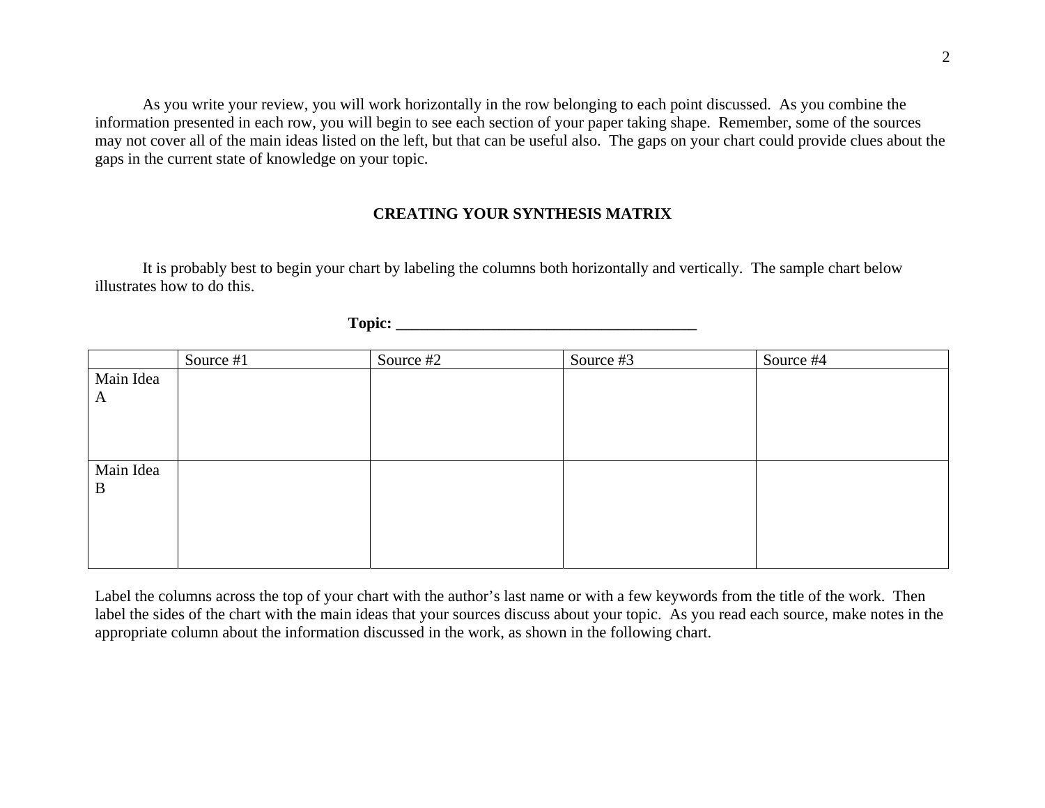As you write your review, you will work horizontally in the row belonging to each point discussed. As you combine the information presented in each row, you will begin to see each section of your paper taking shape. Remember, some of the sources may not cover all of the main ideas listed on the left, but that can be useful also. The gaps on your chart could provide clues about the gaps in the current state of knowledge on your topic.

## CREATING YOUR SYNTHESIS MATRIX

It is probably best to begin your chart by labeling the columns both horizontally and vertically. The sample chart below illustrates how to do this.

**Topic: ______________________________________**

| | Source #1 | Source #2 | Source #3 | Source #4 |
|---|---|---|---|---|
| Main Idea A | | | | |
| Main Idea B | | | | |

Label the columns across the top of your chart with the author's last name or with a few keywords from the title of the work. Then label the sides of the chart with the main ideas that your sources discuss about your topic. As you read each source, make notes in the appropriate column about the information discussed in the work, as shown in the following chart.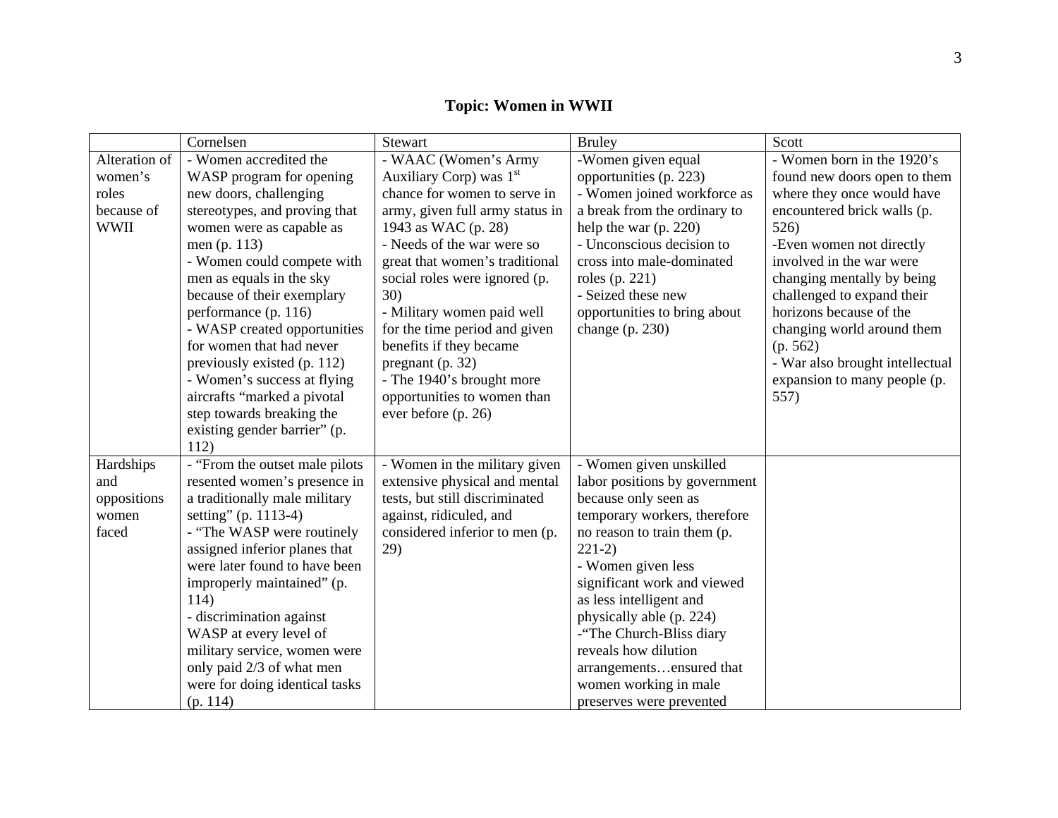## Topic: Women in WWII

| | Cornelsen | Stewart | Bruley | Scott |
|---|---|---|---|---|
| Alteration of women's roles because of WWII | - Women accredited the WASP program for opening new doors, challenging stereotypes, and proving that women were as capable as men (p. 113)<br>- Women could compete with men as equals in the sky because of their exemplary performance (p. 116)<br>- WASP created opportunities for women that had never previously existed (p. 112)<br>- Women's success at flying aircrafts "marked a pivotal step towards breaking the existing gender barrier" (p. 112) | - WAAC (Women's Army Auxiliary Corp) was 1st chance for women to serve in army, given full army status in 1943 as WAC (p. 28)<br>- Needs of the war were so great that women's traditional social roles were ignored (p. 30)<br>- Military women paid well for the time period and given benefits if they became pregnant (p. 32)<br>- The 1940's brought more opportunities to women than ever before (p. 26) | -Women given equal opportunities (p. 223)<br>- Women joined workforce as a break from the ordinary to help the war (p. 220)<br>- Unconscious decision to cross into male-dominated roles (p. 221)<br>- Seized these new opportunities to bring about change (p. 230) | - Women born in the 1920's found new doors open to them where they once would have encountered brick walls (p. 526)<br>-Even women not directly involved in the war were changing mentally by being challenged to expand their horizons because of the changing world around them (p. 562)<br>- War also brought intellectual expansion to many people (p. 557) |
| Hardships and oppositions women faced | - "From the outset male pilots resented women's presence in a traditionally male military setting" (p. 1113-4)<br>- "The WASP were routinely assigned inferior planes that were later found to have been improperly maintained" (p. 114)<br>- discrimination against WASP at every level of military service, women were only paid 2/3 of what men were for doing identical tasks (p. 114) | - Women in the military given extensive physical and mental tests, but still discriminated against, ridiculed, and considered inferior to men (p. 29) | - Women given unskilled labor positions by government because only seen as temporary workers, therefore no reason to train them (p. 221-2)<br>- Women given less significant work and viewed as less intelligent and physically able (p. 224)<br>-"The Church-Bliss diary reveals how dilution arrangements…ensured that women working in male preserves were prevented | |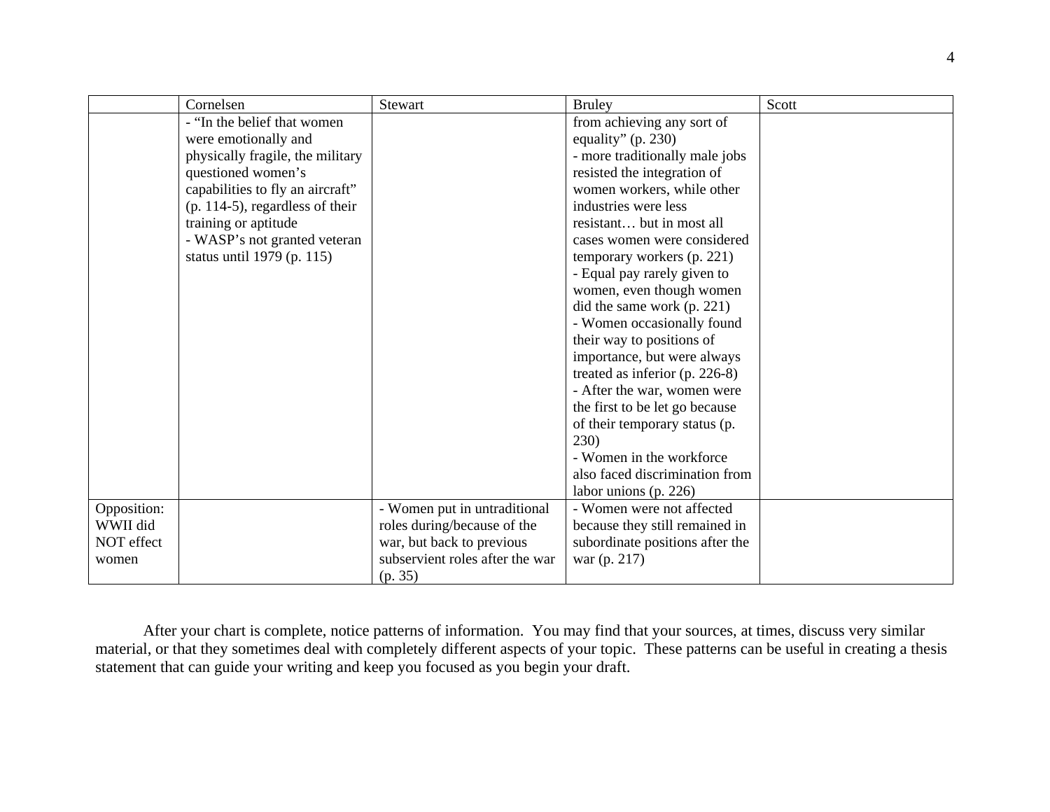| | Cornelsen | Stewart | Bruley | Scott |
|---|---|---|---|---|
| | - "In the belief that women were emotionally and physically fragile, the military questioned women's capabilities to fly an aircraft" (p. 114-5), regardless of their training or aptitude<br>- WASP's not granted veteran status until 1979 (p. 115) | | from achieving any sort of equality" (p. 230)<br>- more traditionally male jobs resisted the integration of women workers, while other industries were less resistant… but in most all cases women were considered temporary workers (p. 221)<br>- Equal pay rarely given to women, even though women did the same work (p. 221)<br>- Women occasionally found their way to positions of importance, but were always treated as inferior (p. 226-8)<br>- After the war, women were the first to be let go because of their temporary status (p. 230)<br>- Women in the workforce also faced discrimination from labor unions (p. 226) | |
| Opposition: WWII did NOT effect women | | - Women put in untraditional roles during/because of the war, but back to previous subservient roles after the war (p. 35) | - Women were not affected because they still remained in subordinate positions after the war (p. 217) | |

After your chart is complete, notice patterns of information. You may find that your sources, at times, discuss very similar material, or that they sometimes deal with completely different aspects of your topic. These patterns can be useful in creating a thesis statement that can guide your writing and keep you focused as you begin your draft.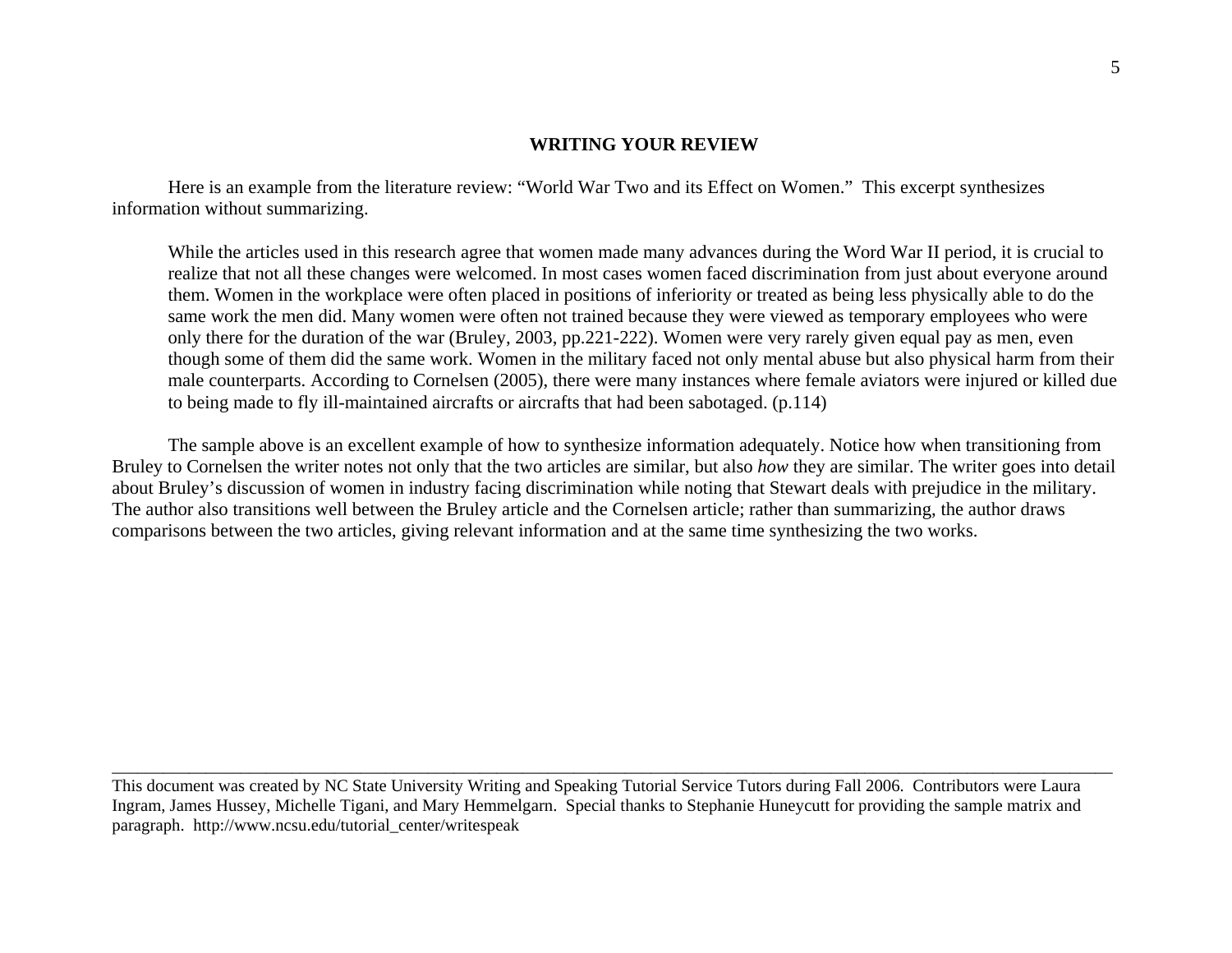## WRITING YOUR REVIEW

Here is an example from the literature review: “World War Two and its Effect on Women.” This excerpt synthesizes information without summarizing.

> While the articles used in this research agree that women made many advances during the Word War II period, it is crucial to realize that not all these changes were welcomed. In most cases women faced discrimination from just about everyone around them. Women in the workplace were often placed in positions of inferiority or treated as being less physically able to do the same work the men did. Many women were often not trained because they were viewed as temporary employees who were only there for the duration of the war (Bruley, 2003, pp.221-222). Women were very rarely given equal pay as men, even though some of them did the same work. Women in the military faced not only mental abuse but also physical harm from their male counterparts. According to Cornelsen (2005), there were many instances where female aviators were injured or killed due to being made to fly ill-maintained aircrafts or aircrafts that had been sabotaged. (p.114)

The sample above is an excellent example of how to synthesize information adequately. Notice how when transitioning from Bruley to Cornelsen the writer notes not only that the two articles are similar, but also *how* they are similar. The writer goes into detail about Bruley’s discussion of women in industry facing discrimination while noting that Stewart deals with prejudice in the military. The author also transitions well between the Bruley article and the Cornelsen article; rather than summarizing, the author draws comparisons between the two articles, giving relevant information and at the same time synthesizing the two works.

---

This document was created by NC State University Writing and Speaking Tutorial Service Tutors during Fall 2006. Contributors were Laura Ingram, James Hussey, Michelle Tigani, and Mary Hemmelgarn. Special thanks to Stephanie Huneycutt for providing the sample matrix and paragraph. http://www.ncsu.edu/tutorial_center/writespeak